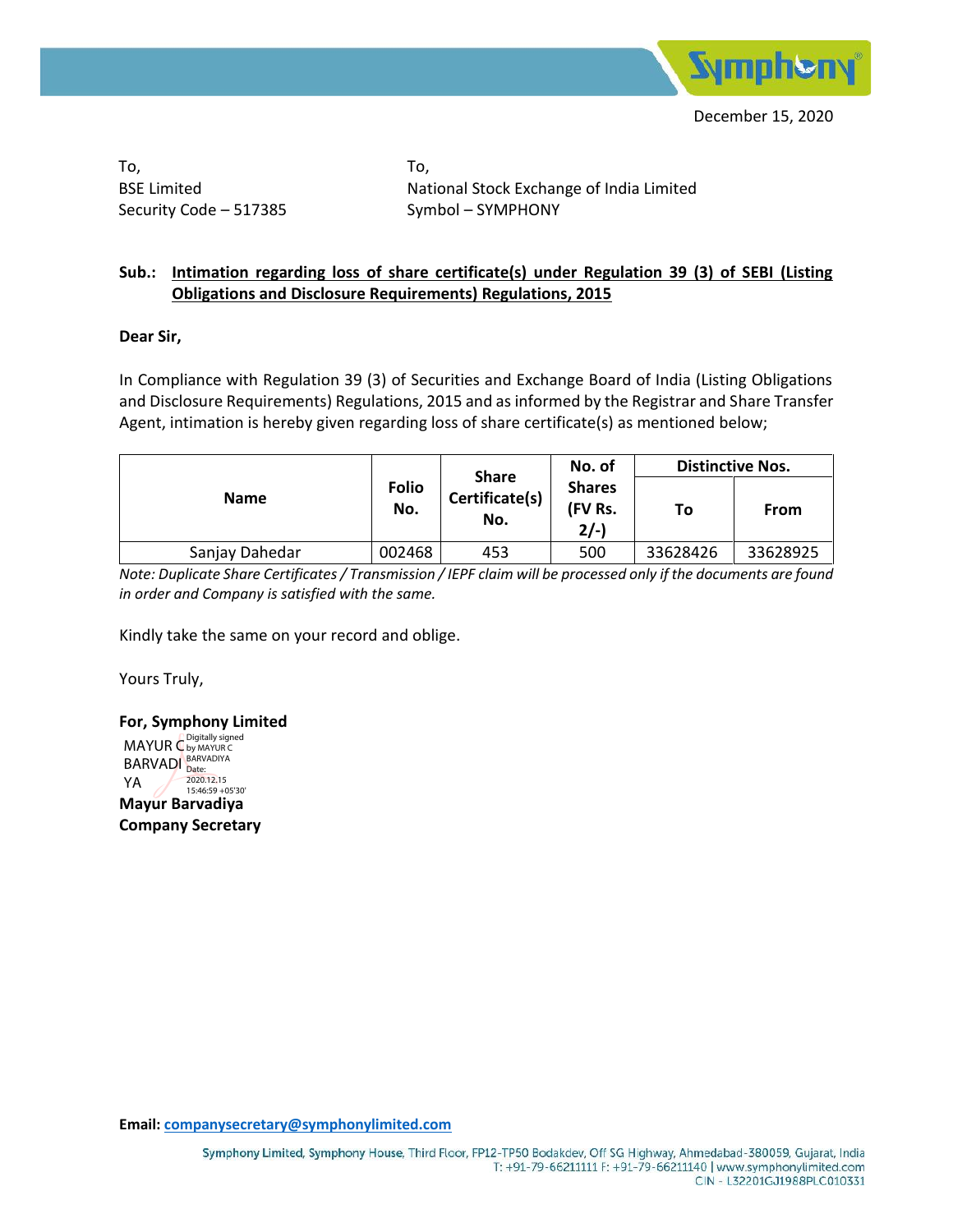December 15, 2020

To,
BSE Limited
Security Code – 517385

To,
National Stock Exchange of India Limited
Symbol – SYMPHONY

**Sub.: Intimation regarding loss of share certificate(s) under Regulation 39 (3) of SEBI (Listing Obligations and Disclosure Requirements) Regulations, 2015**

**Dear Sir,**

In Compliance with Regulation 39 (3) of Securities and Exchange Board of India (Listing Obligations and Disclosure Requirements) Regulations, 2015 and as informed by the Registrar and Share Transfer Agent, intimation is hereby given regarding loss of share certificate(s) as mentioned below;

| Name | Folio No. | Share Certificate(s) No. | No. of Shares (FV Rs. 2/-) | Distinctive Nos. | |
|---|---|---|---|---|---|
| | | | | To | From |
| Sanjay Dahedar | 002468 | 453 | 500 | 33628426 | 33628925 |

*Note: Duplicate Share Certificates / Transmission / IEPF claim will be processed only if the documents are found in order and Company is satisfied with the same.*

Kindly take the same on your record and oblige.

Yours Truly,

**For, Symphony Limited**

MAYUR C BARVADIYA
Digitally signed by MAYUR C BARVADIYA
Date: 2020.12.15 15:46:59 +05'30'

**Mayur Barvadiya**
**Company Secretary**

**Email:** companysecretary@symphonylimited.com

Symphony Limited, Symphony House, Third Floor, FP12-TP50 Bodakdev, Off SG Highway, Ahmedabad-380059, Gujarat, India
T: +91-79-66211111 F: +91-79-66211140 | www.symphonylimited.com
CIN - L32201GJ1988PLC010331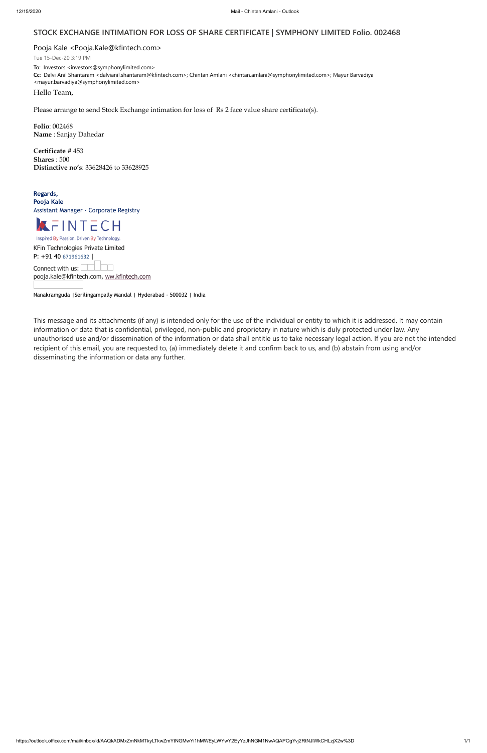## STOCK EXCHANGE INTIMATION FOR LOSS OF SHARE CERTIFICATE | SYMPHONY LIMITED Folio. 002468

Pooja Kale <Pooja.Kale@kfintech.com>

Tue 15-Dec-20 3:19 PM

**To:** Investors <investors@symphonylimited.com>
**Cc:** Dalvi Anil Shantaram <dalvianil.shantaram@kfintech.com>; Chintan Amlani <chintan.amlani@symphonylimited.com>; Mayur Barvadiya <mayur.barvadiya@symphonylimited.com>

Hello Team,

Please arrange to send Stock Exchange intimation for loss of Rs 2 face value share certificate(s).

**Folio**: 002468
**Name** : Sanjay Dahedar

**Certificate** # 453
**Shares** : 500
**Distinctive no's**: 33628426 to 33628925

**Regards,**
**Pooja Kale**
Assistant Manager - Corporate Registry

KFINTECH
Inspired By Passion. Driven By Technology.

KFin Technologies Private Limited
P: +91 40 671961632 |
Connect with us:
pooja.kale@kfintech.com, ww.kfintech.com

Nanakramguda | Serilingampally Mandal | Hyderabad - 500032 | India

This message and its attachments (if any) is intended only for the use of the individual or entity to which it is addressed. It may contain information or data that is confidential, privileged, non-public and proprietary in nature which is duly protected under law. Any unauthorised use and/or dissemination of the information or data shall entitle us to take necessary legal action. If you are not the intended recipient of this email, you are requested to, (a) immediately delete it and confirm back to us, and (b) abstain from using and/or disseminating the information or data any further.